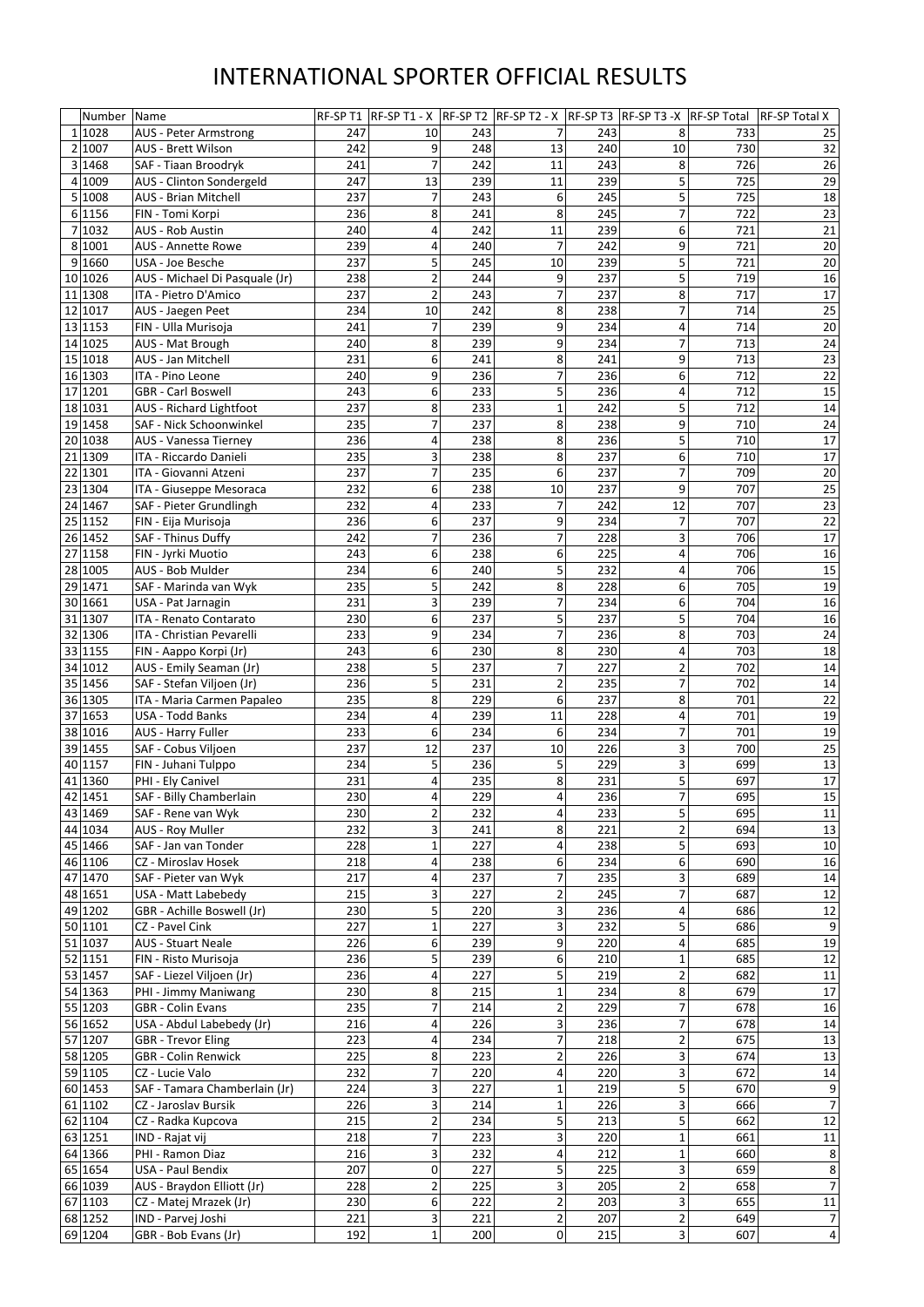# INTERNATIONAL SPORTER OFFICIAL RESULTS

| | Number | Name | RF-SP T1 | RF-SP T1 - X | RF-SP T2 | RF-SP T2 - X | RF-SP T3 | RF-SP T3 -X | RF-SP Total | RF-SP Total X |
|---|---|---|---|---|---|---|---|---|---|---|
| 1 | 1028 | AUS - Peter Armstrong | 247 | 10 | 243 | 7 | 243 | 8 | 733 | 25 |
| 2 | 1007 | AUS - Brett Wilson | 242 | 9 | 248 | 13 | 240 | 10 | 730 | 32 |
| 3 | 1468 | SAF - Tiaan Broodryk | 241 | 7 | 242 | 11 | 243 | 8 | 726 | 26 |
| 4 | 1009 | AUS - Clinton Sondergeld | 247 | 13 | 239 | 11 | 239 | 5 | 725 | 29 |
| 5 | 1008 | AUS - Brian Mitchell | 237 | 7 | 243 | 6 | 245 | 5 | 725 | 18 |
| 6 | 1156 | FIN - Tomi Korpi | 236 | 8 | 241 | 8 | 245 | 7 | 722 | 23 |
| 7 | 1032 | AUS - Rob Austin | 240 | 4 | 242 | 11 | 239 | 6 | 721 | 21 |
| 8 | 1001 | AUS - Annette Rowe | 239 | 4 | 240 | 7 | 242 | 9 | 721 | 20 |
| 9 | 1660 | USA - Joe Besche | 237 | 5 | 245 | 10 | 239 | 5 | 721 | 20 |
| 10 | 1026 | AUS - Michael Di Pasquale (Jr) | 238 | 2 | 244 | 9 | 237 | 5 | 719 | 16 |
| 11 | 1308 | ITA - Pietro D'Amico | 237 | 2 | 243 | 7 | 237 | 8 | 717 | 17 |
| 12 | 1017 | AUS - Jaegen Peet | 234 | 10 | 242 | 8 | 238 | 7 | 714 | 25 |
| 13 | 1153 | FIN - Ulla Murisoja | 241 | 7 | 239 | 9 | 234 | 4 | 714 | 20 |
| 14 | 1025 | AUS - Mat Brough | 240 | 8 | 239 | 9 | 234 | 7 | 713 | 24 |
| 15 | 1018 | AUS - Jan Mitchell | 231 | 6 | 241 | 8 | 241 | 9 | 713 | 23 |
| 16 | 1303 | ITA - Pino Leone | 240 | 9 | 236 | 7 | 236 | 6 | 712 | 22 |
| 17 | 1201 | GBR - Carl Boswell | 243 | 6 | 233 | 5 | 236 | 4 | 712 | 15 |
| 18 | 1031 | AUS - Richard Lightfoot | 237 | 8 | 233 | 1 | 242 | 5 | 712 | 14 |
| 19 | 1458 | SAF - Nick Schoonwinkel | 235 | 7 | 237 | 8 | 238 | 9 | 710 | 24 |
| 20 | 1038 | AUS - Vanessa Tierney | 236 | 4 | 238 | 8 | 236 | 5 | 710 | 17 |
| 21 | 1309 | ITA - Riccardo Danieli | 235 | 3 | 238 | 8 | 237 | 6 | 710 | 17 |
| 22 | 1301 | ITA - Giovanni Atzeni | 237 | 7 | 235 | 6 | 237 | 7 | 709 | 20 |
| 23 | 1304 | ITA - Giuseppe Mesoraca | 232 | 6 | 238 | 10 | 237 | 9 | 707 | 25 |
| 24 | 1467 | SAF - Pieter Grundlingh | 232 | 4 | 233 | 7 | 242 | 12 | 707 | 23 |
| 25 | 1152 | FIN - Eija Murisoja | 236 | 6 | 237 | 9 | 234 | 7 | 707 | 22 |
| 26 | 1452 | SAF - Thinus Duffy | 242 | 7 | 236 | 7 | 228 | 3 | 706 | 17 |
| 27 | 1158 | FIN - Jyrki Muotio | 243 | 6 | 238 | 6 | 225 | 4 | 706 | 16 |
| 28 | 1005 | AUS - Bob Mulder | 234 | 6 | 240 | 5 | 232 | 4 | 706 | 15 |
| 29 | 1471 | SAF - Marinda van Wyk | 235 | 5 | 242 | 8 | 228 | 6 | 705 | 19 |
| 30 | 1661 | USA - Pat Jarnagin | 231 | 3 | 239 | 7 | 234 | 6 | 704 | 16 |
| 31 | 1307 | ITA - Renato Contarato | 230 | 6 | 237 | 5 | 237 | 5 | 704 | 16 |
| 32 | 1306 | ITA - Christian Pevarelli | 233 | 9 | 234 | 7 | 236 | 8 | 703 | 24 |
| 33 | 1155 | FIN - Aappo Korpi (Jr) | 243 | 6 | 230 | 8 | 230 | 4 | 703 | 18 |
| 34 | 1012 | AUS - Emily Seaman (Jr) | 238 | 5 | 237 | 7 | 227 | 2 | 702 | 14 |
| 35 | 1456 | SAF - Stefan Viljoen (Jr) | 236 | 5 | 231 | 2 | 235 | 7 | 702 | 14 |
| 36 | 1305 | ITA - Maria Carmen Papaleo | 235 | 8 | 229 | 6 | 237 | 8 | 701 | 22 |
| 37 | 1653 | USA - Todd Banks | 234 | 4 | 239 | 11 | 228 | 4 | 701 | 19 |
| 38 | 1016 | AUS - Harry Fuller | 233 | 6 | 234 | 6 | 234 | 7 | 701 | 19 |
| 39 | 1455 | SAF - Cobus Viljoen | 237 | 12 | 237 | 10 | 226 | 3 | 700 | 25 |
| 40 | 1157 | FIN - Juhani Tulppo | 234 | 5 | 236 | 5 | 229 | 3 | 699 | 13 |
| 41 | 1360 | PHI - Ely Canivel | 231 | 4 | 235 | 8 | 231 | 5 | 697 | 17 |
| 42 | 1451 | SAF - Billy Chamberlain | 230 | 4 | 229 | 4 | 236 | 7 | 695 | 15 |
| 43 | 1469 | SAF - Rene van Wyk | 230 | 2 | 232 | 4 | 233 | 5 | 695 | 11 |
| 44 | 1034 | AUS - Roy Muller | 232 | 3 | 241 | 8 | 221 | 2 | 694 | 13 |
| 45 | 1466 | SAF - Jan van Tonder | 228 | 1 | 227 | 4 | 238 | 5 | 693 | 10 |
| 46 | 1106 | CZ - Miroslav Hosek | 218 | 4 | 238 | 6 | 234 | 6 | 690 | 16 |
| 47 | 1470 | SAF - Pieter van Wyk | 217 | 4 | 237 | 7 | 235 | 3 | 689 | 14 |
| 48 | 1651 | USA - Matt Labebedy | 215 | 3 | 227 | 2 | 245 | 7 | 687 | 12 |
| 49 | 1202 | GBR - Achille Boswell (Jr) | 230 | 5 | 220 | 3 | 236 | 4 | 686 | 12 |
| 50 | 1101 | CZ - Pavel Cink | 227 | 1 | 227 | 3 | 232 | 5 | 686 | 9 |
| 51 | 1037 | AUS - Stuart Neale | 226 | 6 | 239 | 9 | 220 | 4 | 685 | 19 |
| 52 | 1151 | FIN - Risto Murisoja | 236 | 5 | 239 | 6 | 210 | 1 | 685 | 12 |
| 53 | 1457 | SAF - Liezel Viljoen (Jr) | 236 | 4 | 227 | 5 | 219 | 2 | 682 | 11 |
| 54 | 1363 | PHI - Jimmy Maniwang | 230 | 8 | 215 | 1 | 234 | 8 | 679 | 17 |
| 55 | 1203 | GBR - Colin Evans | 235 | 7 | 214 | 2 | 229 | 7 | 678 | 16 |
| 56 | 1652 | USA - Abdul Labebedy (Jr) | 216 | 4 | 226 | 3 | 236 | 7 | 678 | 14 |
| 57 | 1207 | GBR - Trevor Eling | 223 | 4 | 234 | 7 | 218 | 2 | 675 | 13 |
| 58 | 1205 | GBR - Colin Renwick | 225 | 8 | 223 | 2 | 226 | 3 | 674 | 13 |
| 59 | 1105 | CZ - Lucie Valo | 232 | 7 | 220 | 4 | 220 | 3 | 672 | 14 |
| 60 | 1453 | SAF - Tamara Chamberlain (Jr) | 224 | 3 | 227 | 1 | 219 | 5 | 670 | 9 |
| 61 | 1102 | CZ - Jaroslav Bursik | 226 | 3 | 214 | 1 | 226 | 3 | 666 | 7 |
| 62 | 1104 | CZ - Radka Kupcova | 215 | 2 | 234 | 5 | 213 | 5 | 662 | 12 |
| 63 | 1251 | IND - Rajat vij | 218 | 7 | 223 | 3 | 220 | 1 | 661 | 11 |
| 64 | 1366 | PHI - Ramon Diaz | 216 | 3 | 232 | 4 | 212 | 1 | 660 | 8 |
| 65 | 1654 | USA - Paul Bendix | 207 | 0 | 227 | 5 | 225 | 3 | 659 | 8 |
| 66 | 1039 | AUS - Braydon Elliott (Jr) | 228 | 2 | 225 | 3 | 205 | 2 | 658 | 7 |
| 67 | 1103 | CZ - Matej Mrazek (Jr) | 230 | 6 | 222 | 2 | 203 | 3 | 655 | 11 |
| 68 | 1252 | IND - Parvej Joshi | 221 | 3 | 221 | 2 | 207 | 2 | 649 | 7 |
| 69 | 1204 | GBR - Bob Evans (Jr) | 192 | 1 | 200 | 0 | 215 | 3 | 607 | 4 |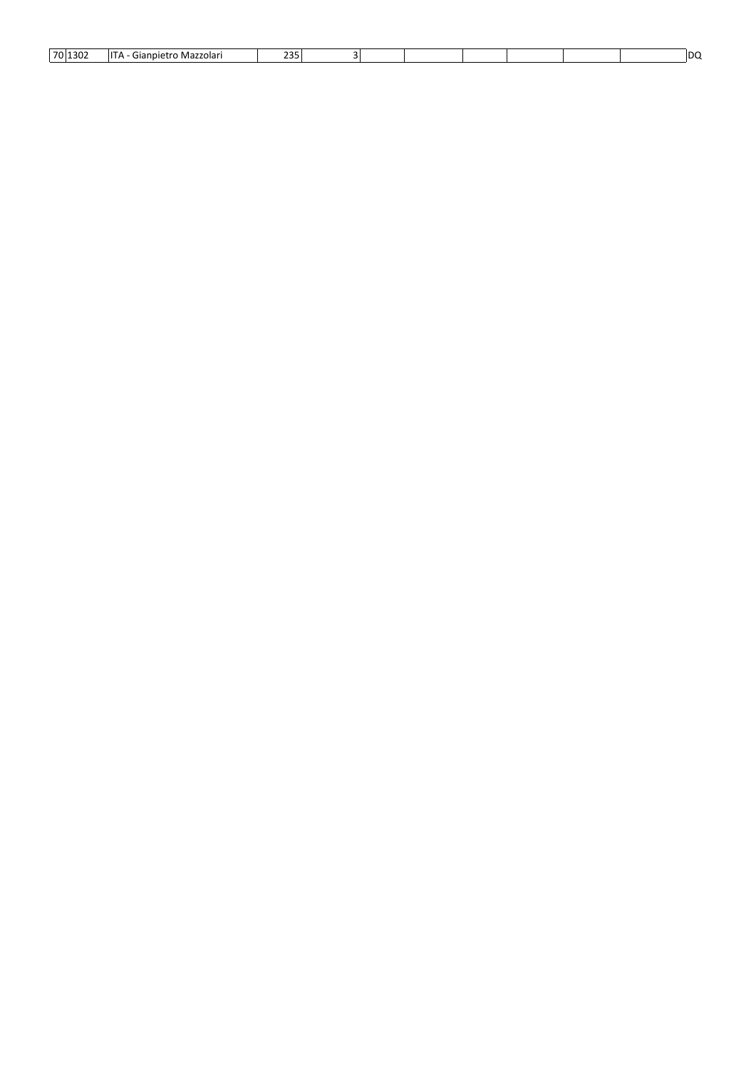| | | | | | | | | | | | | |
|---|---|---|---|---|---|---|---|---|---|---|---|---|
| 70 | 1302 | ITA - Gianpietro Mazzolari | 235 | 3 | | | | | | | | DQ |